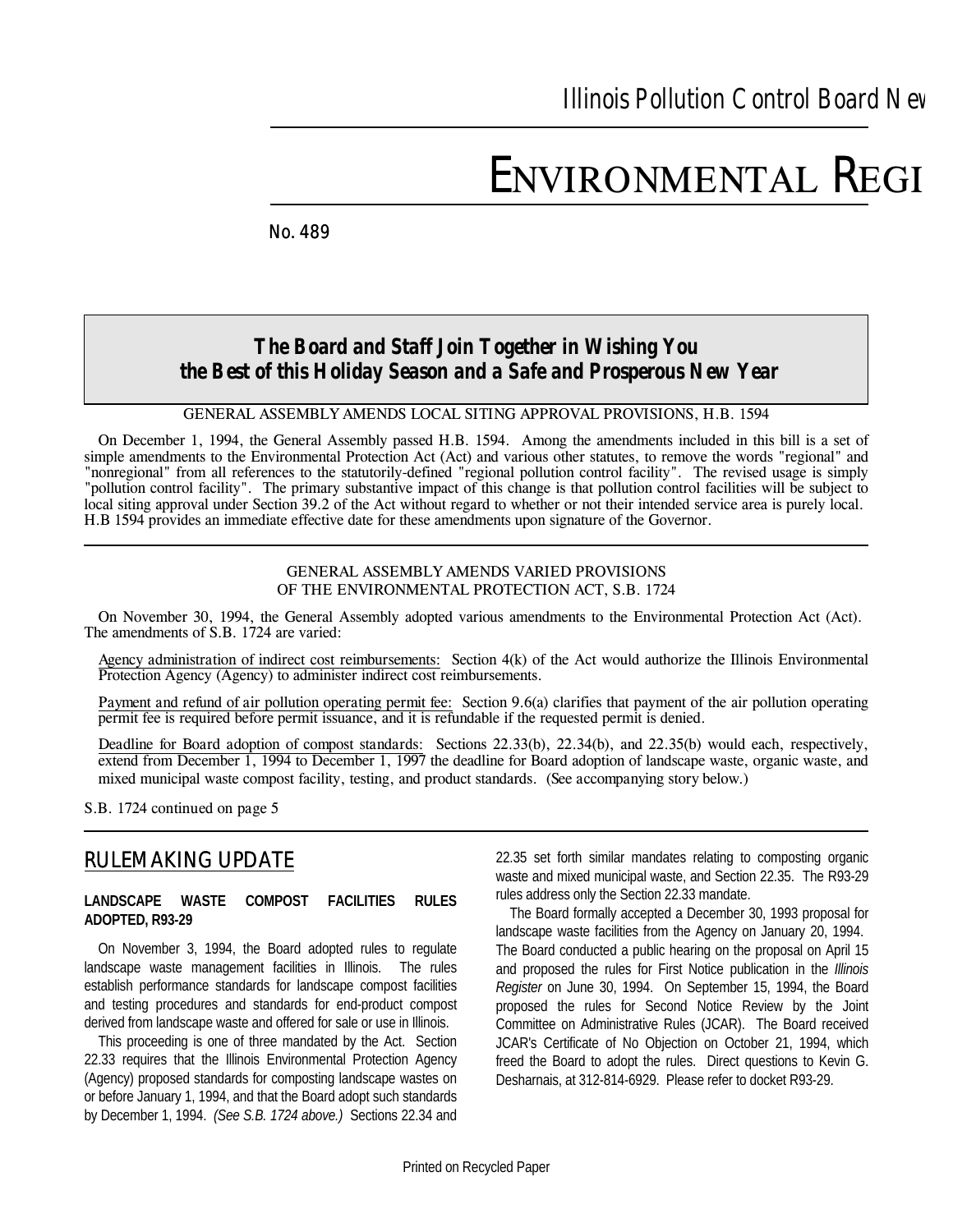Illinois Pollution Control Board Nev

# ENVIRONMENTAL REGI

No. 489

**The Board and Staff Join Together in Wishing You the Best of this Holiday Season and a Safe and Prosperous New Year**

## GENERAL ASSEMBLY AMENDS LOCAL SITING APPROVAL PROVISIONS, H.B. 1594

On December 1, 1994, the General Assembly passed H.B. 1594. Among the amendments included in this bill is a set of simple amendments to the Environmental Protection Act (Act) and various other statutes, to remove the words "regional" and "nonregional" from all references to the statutorily-defined "regional pollution control facility". The revised usage is simply "pollution control facility". The primary substantive impact of this change is that pollution control facilities will be subject to local siting approval under Section 39.2 of the Act without regard to whether or not their intended service area is purely local. H.B 1594 provides an immediate effective date for these amendments upon signature of the Governor.

## GENERAL ASSEMBLY AMENDS VARIED PROVISIONS OF THE ENVIRONMENTAL PROTECTION ACT, S.B. 1724

On November 30, 1994, the General Assembly adopted various amendments to the Environmental Protection Act (Act). The amendments of S.B. 1724 are varied:

Agency administration of indirect cost reimbursements: Section 4(k) of the Act would authorize the Illinois Environmental Protection Agency (Agency) to administer indirect cost reimbursements.

Payment and refund of air pollution operating permit fee: Section 9.6(a) clarifies that payment of the air pollution operating permit fee is required before permit issuance, and it is refundable if the requested permit is denied.

Deadline for Board adoption of compost standards: Sections 22.33(b), 22.34(b), and 22.35(b) would each, respectively, extend from December 1, 1994 to December 1, 1997 the deadline for Board adoption of landscape waste, organic waste, and mixed municipal waste compost facility, testing, and product standards. (See accompanying story below.)

S.B. 1724 continued on page 5

## RULEMAKING UPDATE

### LANDSCAPE WASTE COMPOST FACILITIES RULES ADOPTED, R93-29

On November 3, 1994, the Board adopted rules to regulate landscape waste management facilities in Illinois. The rules establish performance standards for landscape compost facilities and testing procedures and standards for end-product compost derived from landscape waste and offered for sale or use in Illinois.

This proceeding is one of three mandated by the Act. Section 22.33 requires that the Illinois Environmental Protection Agency (Agency) proposed standards for composting landscape wastes on or before January 1, 1994, and that the Board adopt such standards by December 1, 1994. *(See S.B. 1724 above.)* Sections 22.34 and 22.35 set forth similar mandates relating to composting organic waste and mixed municipal waste, and Section 22.35. The R93-29 rules address only the Section 22.33 mandate.

The Board formally accepted a December 30, 1993 proposal for landscape waste facilities from the Agency on January 20, 1994. The Board conducted a public hearing on the proposal on April 15 and proposed the rules for First Notice publication in the *Illinois Register* on June 30, 1994. On September 15, 1994, the Board proposed the rules for Second Notice Review by the Joint Committee on Administrative Rules (JCAR). The Board received JCAR's Certificate of No Objection on October 21, 1994, which freed the Board to adopt the rules. Direct questions to Kevin G. Desharnais, at 312-814-6929. Please refer to docket R93-29.

Printed on Recycled Paper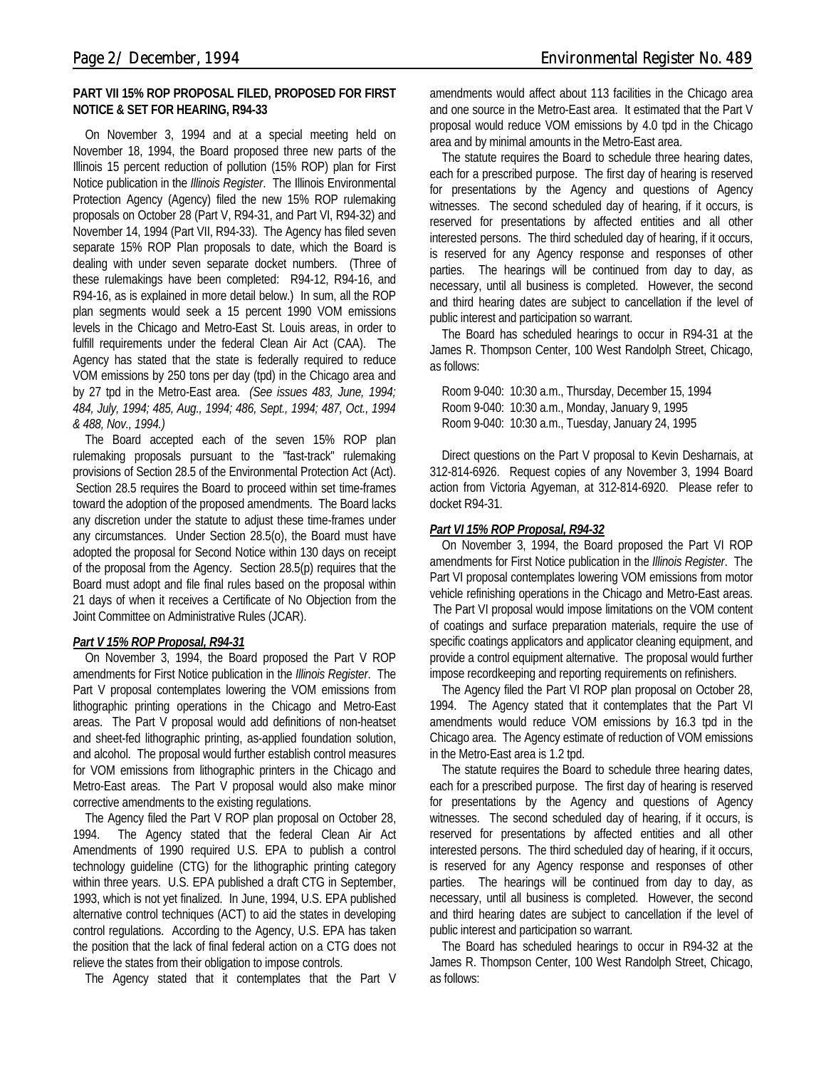### PART VII 15% ROP PROPOSAL FILED, PROPOSED FOR FIRST NOTICE & SET FOR HEARING, R94-33

On November 3, 1994 and at a special meeting held on November 18, 1994, the Board proposed three new parts of the Illinois 15 percent reduction of pollution (15% ROP) plan for First Notice publication in the *Illinois Register*. The Illinois Environmental Protection Agency (Agency) filed the new 15% ROP rulemaking proposals on October 28 (Part V, R94-31, and Part VI, R94-32) and November 14, 1994 (Part VII, R94-33). The Agency has filed seven separate 15% ROP Plan proposals to date, which the Board is dealing with under seven separate docket numbers. (Three of these rulemakings have been completed: R94-12, R94-16, and R94-16, as is explained in more detail below.) In sum, all the ROP plan segments would seek a 15 percent 1990 VOM emissions levels in the Chicago and Metro-East St. Louis areas, in order to fulfill requirements under the federal Clean Air Act (CAA). The Agency has stated that the state is federally required to reduce VOM emissions by 250 tons per day (tpd) in the Chicago area and by 27 tpd in the Metro-East area. *(See issues 483, June, 1994; 484, July, 1994; 485, Aug., 1994; 486, Sept., 1994; 487, Oct., 1994 & 488, Nov., 1994.)*

The Board accepted each of the seven 15% ROP plan rulemaking proposals pursuant to the "fast-track" rulemaking provisions of Section 28.5 of the Environmental Protection Act (Act). Section 28.5 requires the Board to proceed within set time-frames toward the adoption of the proposed amendments. The Board lacks any discretion under the statute to adjust these time-frames under any circumstances. Under Section 28.5(o), the Board must have adopted the proposal for Second Notice within 130 days on receipt of the proposal from the Agency. Section 28.5(p) requires that the Board must adopt and file final rules based on the proposal within 21 days of when it receives a Certificate of No Objection from the Joint Committee on Administrative Rules (JCAR).

#### *Part V 15% ROP Proposal, R94-31*

On November 3, 1994, the Board proposed the Part V ROP amendments for First Notice publication in the *Illinois Register*. The Part V proposal contemplates lowering the VOM emissions from lithographic printing operations in the Chicago and Metro-East areas. The Part V proposal would add definitions of non-heatset and sheet-fed lithographic printing, as-applied foundation solution, and alcohol. The proposal would further establish control measures for VOM emissions from lithographic printers in the Chicago and Metro-East areas. The Part V proposal would also make minor corrective amendments to the existing regulations.

The Agency filed the Part V ROP plan proposal on October 28, 1994. The Agency stated that the federal Clean Air Act Amendments of 1990 required U.S. EPA to publish a control technology guideline (CTG) for the lithographic printing category within three years. U.S. EPA published a draft CTG in September, 1993, which is not yet finalized. In June, 1994, U.S. EPA published alternative control techniques (ACT) to aid the states in developing control regulations. According to the Agency, U.S. EPA has taken the position that the lack of final federal action on a CTG does not relieve the states from their obligation to impose controls.

The Agency stated that it contemplates that the Part V amendments would affect about 113 facilities in the Chicago area and one source in the Metro-East area. It estimated that the Part V proposal would reduce VOM emissions by 4.0 tpd in the Chicago area and by minimal amounts in the Metro-East area.

The statute requires the Board to schedule three hearing dates, each for a prescribed purpose. The first day of hearing is reserved for presentations by the Agency and questions of Agency witnesses. The second scheduled day of hearing, if it occurs, is reserved for presentations by affected entities and all other interested persons. The third scheduled day of hearing, if it occurs, is reserved for any Agency response and responses of other parties. The hearings will be continued from day to day, as necessary, until all business is completed. However, the second and third hearing dates are subject to cancellation if the level of public interest and participation so warrant.

The Board has scheduled hearings to occur in R94-31 at the James R. Thompson Center, 100 West Randolph Street, Chicago, as follows:

Room 9-040: 10:30 a.m., Thursday, December 15, 1994
Room 9-040: 10:30 a.m., Monday, January 9, 1995
Room 9-040: 10:30 a.m., Tuesday, January 24, 1995

Direct questions on the Part V proposal to Kevin Desharnais, at 312-814-6926. Request copies of any November 3, 1994 Board action from Victoria Agyeman, at 312-814-6920. Please refer to docket R94-31.

#### *Part VI 15% ROP Proposal, R94-32*

On November 3, 1994, the Board proposed the Part VI ROP amendments for First Notice publication in the *Illinois Register*. The Part VI proposal contemplates lowering VOM emissions from motor vehicle refinishing operations in the Chicago and Metro-East areas. The Part VI proposal would impose limitations on the VOM content of coatings and surface preparation materials, require the use of specific coatings applicators and applicator cleaning equipment, and provide a control equipment alternative. The proposal would further impose recordkeeping and reporting requirements on refinishers.

The Agency filed the Part VI ROP plan proposal on October 28, 1994. The Agency stated that it contemplates that the Part VI amendments would reduce VOM emissions by 16.3 tpd in the Chicago area. The Agency estimate of reduction of VOM emissions in the Metro-East area is 1.2 tpd.

The statute requires the Board to schedule three hearing dates, each for a prescribed purpose. The first day of hearing is reserved for presentations by the Agency and questions of Agency witnesses. The second scheduled day of hearing, if it occurs, is reserved for presentations by affected entities and all other interested persons. The third scheduled day of hearing, if it occurs, is reserved for any Agency response and responses of other parties. The hearings will be continued from day to day, as necessary, until all business is completed. However, the second and third hearing dates are subject to cancellation if the level of public interest and participation so warrant.

The Board has scheduled hearings to occur in R94-32 at the James R. Thompson Center, 100 West Randolph Street, Chicago, as follows: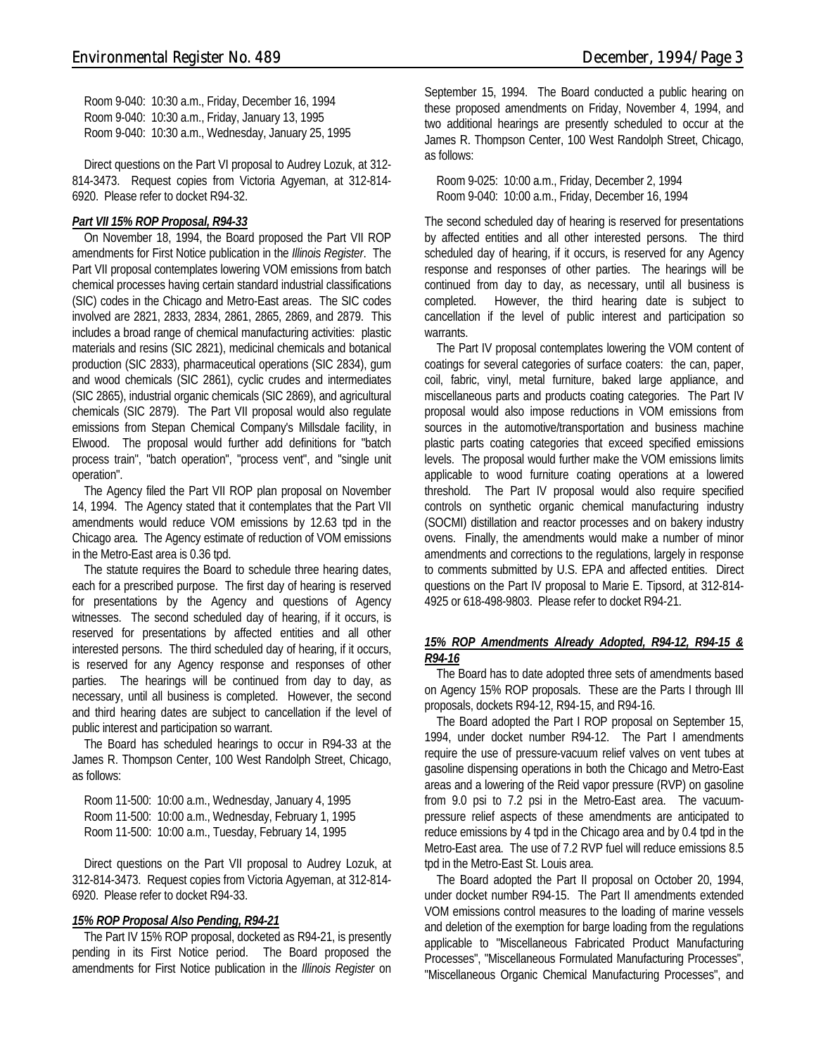Room 9-040: 10:30 a.m., Friday, December 16, 1994
Room 9-040: 10:30 a.m., Friday, January 13, 1995
Room 9-040: 10:30 a.m., Wednesday, January 25, 1995

Direct questions on the Part VI proposal to Audrey Lozuk, at 312-814-3473. Request copies from Victoria Agyeman, at 312-814-6920. Please refer to docket R94-32.

***Part VII 15% ROP Proposal, R94-33***

On November 18, 1994, the Board proposed the Part VII ROP amendments for First Notice publication in the *Illinois Register*. The Part VII proposal contemplates lowering VOM emissions from batch chemical processes having certain standard industrial classifications (SIC) codes in the Chicago and Metro-East areas. The SIC codes involved are 2821, 2833, 2834, 2861, 2865, 2869, and 2879. This includes a broad range of chemical manufacturing activities: plastic materials and resins (SIC 2821), medicinal chemicals and botanical production (SIC 2833), pharmaceutical operations (SIC 2834), gum and wood chemicals (SIC 2861), cyclic crudes and intermediates (SIC 2865), industrial organic chemicals (SIC 2869), and agricultural chemicals (SIC 2879). The Part VII proposal would also regulate emissions from Stepan Chemical Company's Millsdale facility, in Elwood. The proposal would further add definitions for "batch process train", "batch operation", "process vent", and "single unit operation".

The Agency filed the Part VII ROP plan proposal on November 14, 1994. The Agency stated that it contemplates that the Part VII amendments would reduce VOM emissions by 12.63 tpd in the Chicago area. The Agency estimate of reduction of VOM emissions in the Metro-East area is 0.36 tpd.

The statute requires the Board to schedule three hearing dates, each for a prescribed purpose. The first day of hearing is reserved for presentations by the Agency and questions of Agency witnesses. The second scheduled day of hearing, if it occurs, is reserved for presentations by affected entities and all other interested persons. The third scheduled day of hearing, if it occurs, is reserved for any Agency response and responses of other parties. The hearings will be continued from day to day, as necessary, until all business is completed. However, the second and third hearing dates are subject to cancellation if the level of public interest and participation so warrant.

The Board has scheduled hearings to occur in R94-33 at the James R. Thompson Center, 100 West Randolph Street, Chicago, as follows:

Room 11-500: 10:00 a.m., Wednesday, January 4, 1995
Room 11-500: 10:00 a.m., Wednesday, February 1, 1995
Room 11-500: 10:00 a.m., Tuesday, February 14, 1995

Direct questions on the Part VII proposal to Audrey Lozuk, at 312-814-3473. Request copies from Victoria Agyeman, at 312-814-6920. Please refer to docket R94-33.

***15% ROP Proposal Also Pending, R94-21***

The Part IV 15% ROP proposal, docketed as R94-21, is presently pending in its First Notice period. The Board proposed the amendments for First Notice publication in the *Illinois Register* on September 15, 1994. The Board conducted a public hearing on these proposed amendments on Friday, November 4, 1994, and two additional hearings are presently scheduled to occur at the James R. Thompson Center, 100 West Randolph Street, Chicago, as follows:

Room 9-025: 10:00 a.m., Friday, December 2, 1994
Room 9-040: 10:00 a.m., Friday, December 16, 1994

The second scheduled day of hearing is reserved for presentations by affected entities and all other interested persons. The third scheduled day of hearing, if it occurs, is reserved for any Agency response and responses of other parties. The hearings will be continued from day to day, as necessary, until all business is completed. However, the third hearing date is subject to cancellation if the level of public interest and participation so warrants.

The Part IV proposal contemplates lowering the VOM content of coatings for several categories of surface coaters: the can, paper, coil, fabric, vinyl, metal furniture, baked large appliance, and miscellaneous parts and products coating categories. The Part IV proposal would also impose reductions in VOM emissions from sources in the automotive/transportation and business machine plastic parts coating categories that exceed specified emissions levels. The proposal would further make the VOM emissions limits applicable to wood furniture coating operations at a lowered threshold. The Part IV proposal would also require specified controls on synthetic organic chemical manufacturing industry (SOCMI) distillation and reactor processes and on bakery industry ovens. Finally, the amendments would make a number of minor amendments and corrections to the regulations, largely in response to comments submitted by U.S. EPA and affected entities. Direct questions on the Part IV proposal to Marie E. Tipsord, at 312-814-4925 or 618-498-9803. Please refer to docket R94-21.

***15% ROP Amendments Already Adopted, R94-12, R94-15 & R94-16***

The Board has to date adopted three sets of amendments based on Agency 15% ROP proposals. These are the Parts I through III proposals, dockets R94-12, R94-15, and R94-16.

The Board adopted the Part I ROP proposal on September 15, 1994, under docket number R94-12. The Part I amendments require the use of pressure-vacuum relief valves on vent tubes at gasoline dispensing operations in both the Chicago and Metro-East areas and a lowering of the Reid vapor pressure (RVP) on gasoline from 9.0 psi to 7.2 psi in the Metro-East area. The vacuum-pressure relief aspects of these amendments are anticipated to reduce emissions by 4 tpd in the Chicago area and by 0.4 tpd in the Metro-East area. The use of 7.2 RVP fuel will reduce emissions 8.5 tpd in the Metro-East St. Louis area.

The Board adopted the Part II proposal on October 20, 1994, under docket number R94-15. The Part II amendments extended VOM emissions control measures to the loading of marine vessels and deletion of the exemption for barge loading from the regulations applicable to "Miscellaneous Fabricated Product Manufacturing Processes", "Miscellaneous Formulated Manufacturing Processes", "Miscellaneous Organic Chemical Manufacturing Processes", and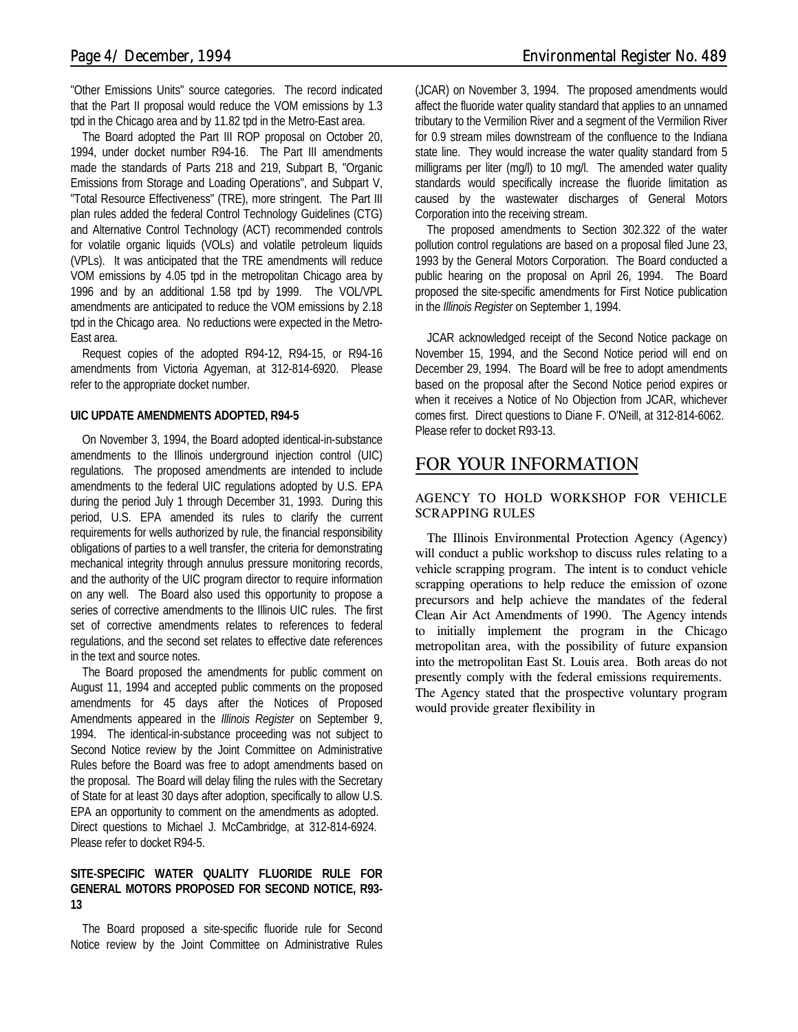"Other Emissions Units" source categories. The record indicated that the Part II proposal would reduce the VOM emissions by 1.3 tpd in the Chicago area and by 11.82 tpd in the Metro-East area.

The Board adopted the Part III ROP proposal on October 20, 1994, under docket number R94-16. The Part III amendments made the standards of Parts 218 and 219, Subpart B, "Organic Emissions from Storage and Loading Operations", and Subpart V, "Total Resource Effectiveness" (TRE), more stringent. The Part III plan rules added the federal Control Technology Guidelines (CTG) and Alternative Control Technology (ACT) recommended controls for volatile organic liquids (VOLs) and volatile petroleum liquids (VPLs). It was anticipated that the TRE amendments will reduce VOM emissions by 4.05 tpd in the metropolitan Chicago area by 1996 and by an additional 1.58 tpd by 1999. The VOL/VPL amendments are anticipated to reduce the VOM emissions by 2.18 tpd in the Chicago area. No reductions were expected in the Metro-East area.

Request copies of the adopted R94-12, R94-15, or R94-16 amendments from Victoria Agyeman, at 312-814-6920. Please refer to the appropriate docket number.

**UIC UPDATE AMENDMENTS ADOPTED, R94-5**

On November 3, 1994, the Board adopted identical-in-substance amendments to the Illinois underground injection control (UIC) regulations. The proposed amendments are intended to include amendments to the federal UIC regulations adopted by U.S. EPA during the period July 1 through December 31, 1993. During this period, U.S. EPA amended its rules to clarify the current requirements for wells authorized by rule, the financial responsibility obligations of parties to a well transfer, the criteria for demonstrating mechanical integrity through annulus pressure monitoring records, and the authority of the UIC program director to require information on any well. The Board also used this opportunity to propose a series of corrective amendments to the Illinois UIC rules. The first set of corrective amendments relates to references to federal regulations, and the second set relates to effective date references in the text and source notes.

The Board proposed the amendments for public comment on August 11, 1994 and accepted public comments on the proposed amendments for 45 days after the Notices of Proposed Amendments appeared in the *Illinois Register* on September 9, 1994. The identical-in-substance proceeding was not subject to Second Notice review by the Joint Committee on Administrative Rules before the Board was free to adopt amendments based on the proposal. The Board will delay filing the rules with the Secretary of State for at least 30 days after adoption, specifically to allow U.S. EPA an opportunity to comment on the amendments as adopted. Direct questions to Michael J. McCambridge, at 312-814-6924. Please refer to docket R94-5.

**SITE-SPECIFIC WATER QUALITY FLUORIDE RULE FOR GENERAL MOTORS PROPOSED FOR SECOND NOTICE, R93-13**

The Board proposed a site-specific fluoride rule for Second Notice review by the Joint Committee on Administrative Rules (JCAR) on November 3, 1994. The proposed amendments would affect the fluoride water quality standard that applies to an unnamed tributary to the Vermilion River and a segment of the Vermilion River for 0.9 stream miles downstream of the confluence to the Indiana state line. They would increase the water quality standard from 5 milligrams per liter (mg/l) to 10 mg/l. The amended water quality standards would specifically increase the fluoride limitation as caused by the wastewater discharges of General Motors Corporation into the receiving stream.

The proposed amendments to Section 302.322 of the water pollution control regulations are based on a proposal filed June 23, 1993 by the General Motors Corporation. The Board conducted a public hearing on the proposal on April 26, 1994. The Board proposed the site-specific amendments for First Notice publication in the *Illinois Register* on September 1, 1994.

JCAR acknowledged receipt of the Second Notice package on November 15, 1994, and the Second Notice period will end on December 29, 1994. The Board will be free to adopt amendments based on the proposal after the Second Notice period expires or when it receives a Notice of No Objection from JCAR, whichever comes first. Direct questions to Diane F. O'Neill, at 312-814-6062. Please refer to docket R93-13.

## FOR YOUR INFORMATION

### AGENCY TO HOLD WORKSHOP FOR VEHICLE SCRAPPING RULES

The Illinois Environmental Protection Agency (Agency) will conduct a public workshop to discuss rules relating to a vehicle scrapping program. The intent is to conduct vehicle scrapping operations to help reduce the emission of ozone precursors and help achieve the mandates of the federal Clean Air Act Amendments of 1990. The Agency intends to initially implement the program in the Chicago metropolitan area, with the possibility of future expansion into the metropolitan East St. Louis area. Both areas do not presently comply with the federal emissions requirements. The Agency stated that the prospective voluntary program would provide greater flexibility in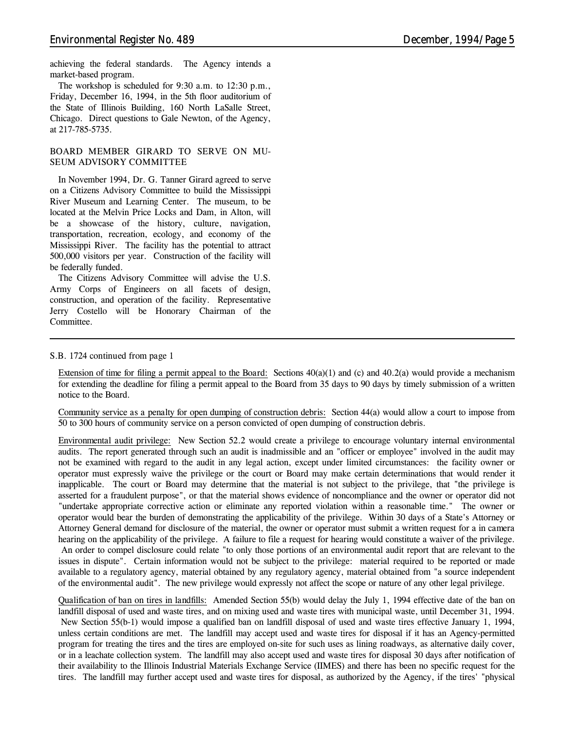achieving the federal standards. The Agency intends a market-based program.

The workshop is scheduled for 9:30 a.m. to 12:30 p.m., Friday, December 16, 1994, in the 5th floor auditorium of the State of Illinois Building, 160 North LaSalle Street, Chicago. Direct questions to Gale Newton, of the Agency, at 217-785-5735.

## BOARD MEMBER GIRARD TO SERVE ON MUSEUM ADVISORY COMMITTEE

In November 1994, Dr. G. Tanner Girard agreed to serve on a Citizens Advisory Committee to build the Mississippi River Museum and Learning Center. The museum, to be located at the Melvin Price Locks and Dam, in Alton, will be a showcase of the history, culture, navigation, transportation, recreation, ecology, and economy of the Mississippi River. The facility has the potential to attract 500,000 visitors per year. Construction of the facility will be federally funded.

The Citizens Advisory Committee will advise the U.S. Army Corps of Engineers on all facets of design, construction, and operation of the facility. Representative Jerry Costello will be Honorary Chairman of the Committee.

---

S.B. 1724 continued from page 1

Extension of time for filing a permit appeal to the Board: Sections 40(a)(1) and (c) and 40.2(a) would provide a mechanism for extending the deadline for filing a permit appeal to the Board from 35 days to 90 days by timely submission of a written notice to the Board.

Community service as a penalty for open dumping of construction debris: Section 44(a) would allow a court to impose from 50 to 300 hours of community service on a person convicted of open dumping of construction debris.

Environmental audit privilege: New Section 52.2 would create a privilege to encourage voluntary internal environmental audits. The report generated through such an audit is inadmissible and an "officer or employee" involved in the audit may not be examined with regard to the audit in any legal action, except under limited circumstances: the facility owner or operator must expressly waive the privilege or the court or Board may make certain determinations that would render it inapplicable. The court or Board may determine that the material is not subject to the privilege, that "the privilege is asserted for a fraudulent purpose", or that the material shows evidence of noncompliance and the owner or operator did not "undertake appropriate corrective action or eliminate any reported violation within a reasonable time." The owner or operator would bear the burden of demonstrating the applicability of the privilege. Within 30 days of a State's Attorney or Attorney General demand for disclosure of the material, the owner or operator must submit a written request for a in camera hearing on the applicability of the privilege. A failure to file a request for hearing would constitute a waiver of the privilege. An order to compel disclosure could relate "to only those portions of an environmental audit report that are relevant to the issues in dispute". Certain information would not be subject to the privilege: material required to be reported or made available to a regulatory agency, material obtained by any regulatory agency, material obtained from "a source independent of the environmental audit". The new privilege would expressly not affect the scope or nature of any other legal privilege.

Qualification of ban on tires in landfills: Amended Section 55(b) would delay the July 1, 1994 effective date of the ban on landfill disposal of used and waste tires, and on mixing used and waste tires with municipal waste, until December 31, 1994. New Section 55(b-1) would impose a qualified ban on landfill disposal of used and waste tires effective January 1, 1994, unless certain conditions are met. The landfill may accept used and waste tires for disposal if it has an Agency-permitted program for treating the tires and the tires are employed on-site for such uses as lining roadways, as alternative daily cover, or in a leachate collection system. The landfill may also accept used and waste tires for disposal 30 days after notification of their availability to the Illinois Industrial Materials Exchange Service (IIMES) and there has been no specific request for the tires. The landfill may further accept used and waste tires for disposal, as authorized by the Agency, if the tires' "physical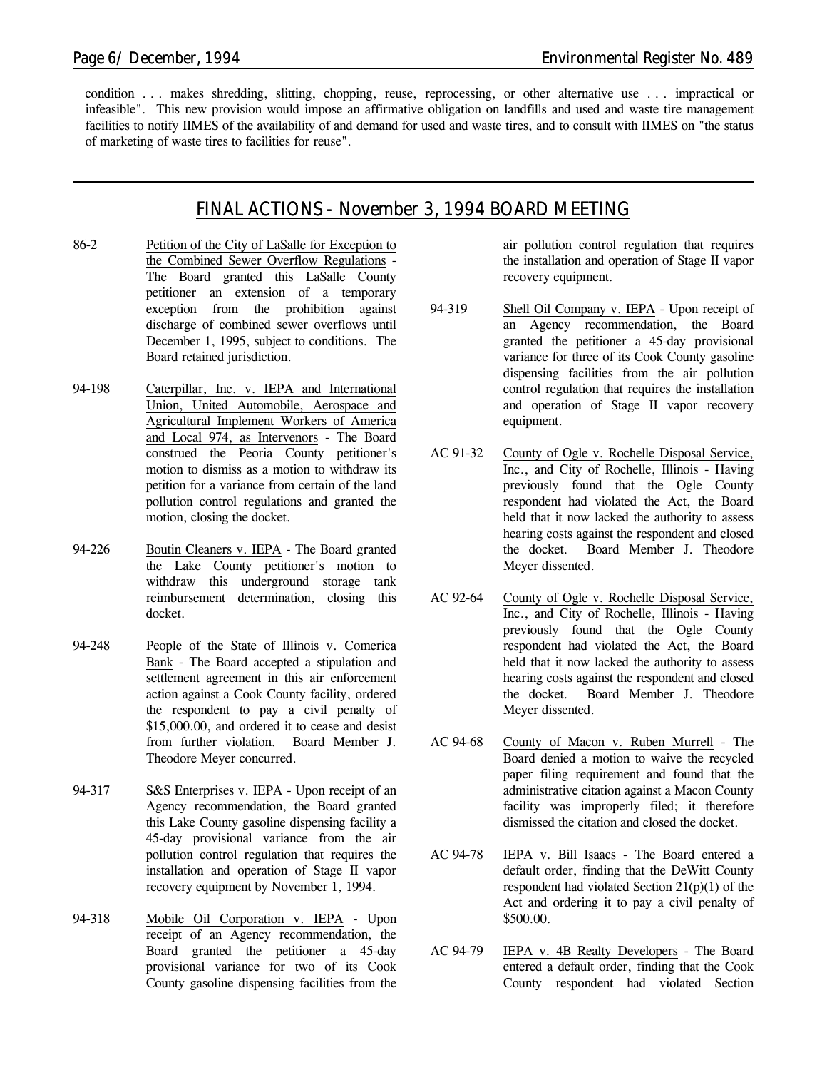condition . . . makes shredding, slitting, chopping, reuse, reprocessing, or other alternative use . . . impractical or infeasible". This new provision would impose an affirmative obligation on landfills and used and waste tire management facilities to notify IIMES of the availability of and demand for used and waste tires, and to consult with IIMES on "the status of marketing of waste tires to facilities for reuse".

---

## FINAL ACTIONS - November 3, 1994 BOARD MEETING

86-2 Petition of the City of LaSalle for Exception to the Combined Sewer Overflow Regulations - The Board granted this LaSalle County petitioner an extension of a temporary exception from the prohibition against discharge of combined sewer overflows until December 1, 1995, subject to conditions. The Board retained jurisdiction.

94-198 Caterpillar, Inc. v. IEPA and International Union, United Automobile, Aerospace and Agricultural Implement Workers of America and Local 974, as Intervenors - The Board construed the Peoria County petitioner's motion to dismiss as a motion to withdraw its petition for a variance from certain of the land pollution control regulations and granted the motion, closing the docket.

94-226 Boutin Cleaners v. IEPA - The Board granted the Lake County petitioner's motion to withdraw this underground storage tank reimbursement determination, closing this docket.

94-248 People of the State of Illinois v. Comerica Bank - The Board accepted a stipulation and settlement agreement in this air enforcement action against a Cook County facility, ordered the respondent to pay a civil penalty of $15,000.00, and ordered it to cease and desist from further violation. Board Member J. Theodore Meyer concurred.

94-317 S&S Enterprises v. IEPA - Upon receipt of an Agency recommendation, the Board granted this Lake County gasoline dispensing facility a 45-day provisional variance from the air pollution control regulation that requires the installation and operation of Stage II vapor recovery equipment by November 1, 1994.

94-318 Mobile Oil Corporation v. IEPA - Upon receipt of an Agency recommendation, the Board granted the petitioner a 45-day provisional variance for two of its Cook County gasoline dispensing facilities from the air pollution control regulation that requires the installation and operation of Stage II vapor recovery equipment.

94-319 Shell Oil Company v. IEPA - Upon receipt of an Agency recommendation, the Board granted the petitioner a 45-day provisional variance for three of its Cook County gasoline dispensing facilities from the air pollution control regulation that requires the installation and operation of Stage II vapor recovery equipment.

AC 91-32 County of Ogle v. Rochelle Disposal Service, Inc., and City of Rochelle, Illinois - Having previously found that the Ogle County respondent had violated the Act, the Board held that it now lacked the authority to assess hearing costs against the respondent and closed the docket. Board Member J. Theodore Meyer dissented.

AC 92-64 County of Ogle v. Rochelle Disposal Service, Inc., and City of Rochelle, Illinois - Having previously found that the Ogle County respondent had violated the Act, the Board held that it now lacked the authority to assess hearing costs against the respondent and closed the docket. Board Member J. Theodore Meyer dissented.

AC 94-68 County of Macon v. Ruben Murrell - The Board denied a motion to waive the recycled paper filing requirement and found that the administrative citation against a Macon County facility was improperly filed; it therefore dismissed the citation and closed the docket.

AC 94-78 IEPA v. Bill Isaacs - The Board entered a default order, finding that the DeWitt County respondent had violated Section 21(p)(1) of the Act and ordering it to pay a civil penalty of $500.00.

AC 94-79 IEPA v. 4B Realty Developers - The Board entered a default order, finding that the Cook County respondent had violated Section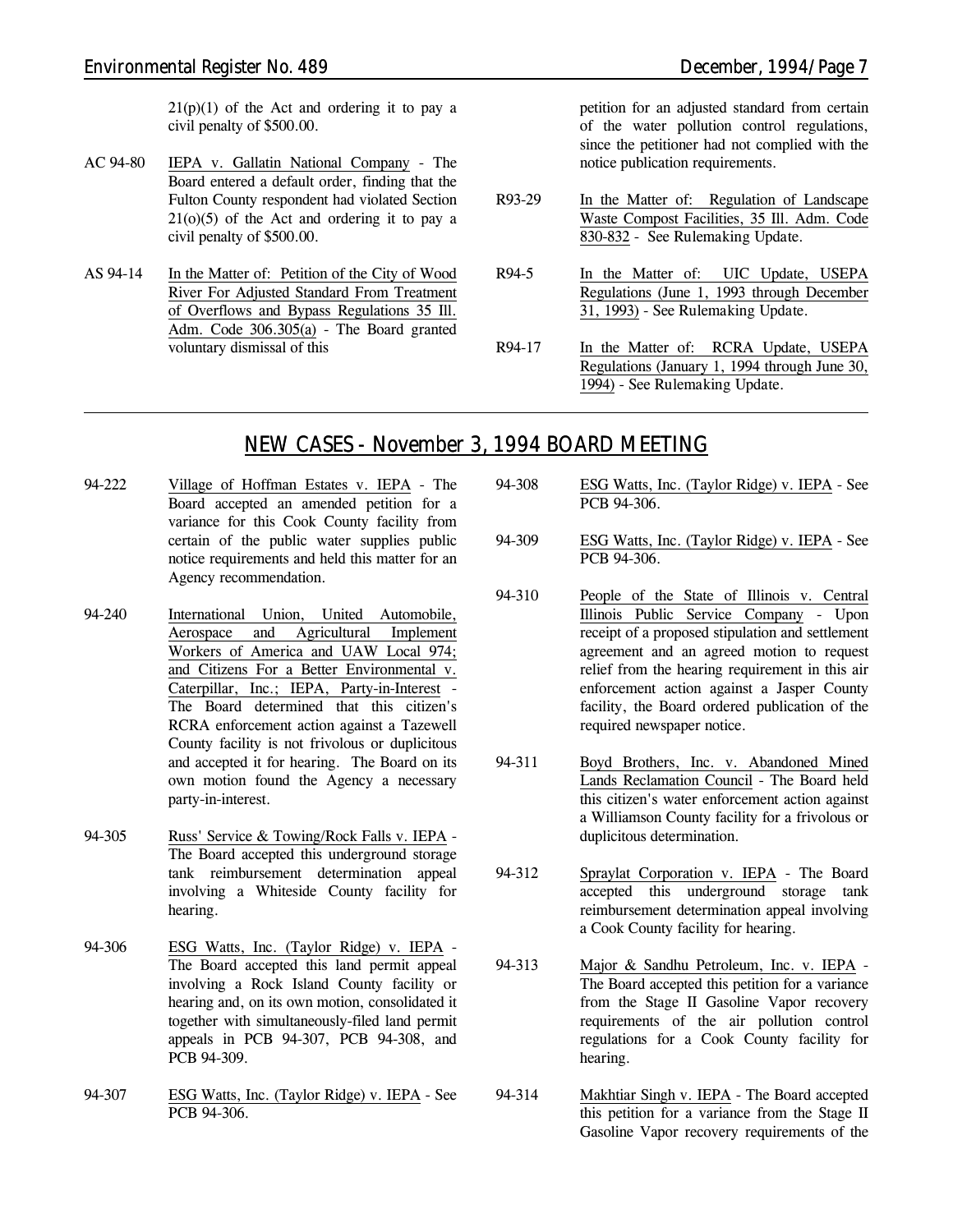21(p)(1) of the Act and ordering it to pay a civil penalty of $500.00.

AC 94-80 IEPA v. Gallatin National Company - The Board entered a default order, finding that the Fulton County respondent had violated Section 21(o)(5) of the Act and ordering it to pay a civil penalty of $500.00.

AS 94-14 In the Matter of: Petition of the City of Wood River For Adjusted Standard From Treatment of Overflows and Bypass Regulations 35 Ill. Adm. Code 306.305(a) - The Board granted voluntary dismissal of this petition for an adjusted standard from certain of the water pollution control regulations, since the petitioner had not complied with the notice publication requirements.

R93-29 In the Matter of: Regulation of Landscape Waste Compost Facilities, 35 Ill. Adm. Code 830-832 - See Rulemaking Update.

R94-5 In the Matter of: UIC Update, USEPA Regulations (June 1, 1993 through December 31, 1993) - See Rulemaking Update.

R94-17 In the Matter of: RCRA Update, USEPA Regulations (January 1, 1994 through June 30, 1994) - See Rulemaking Update.

---

## NEW CASES - November 3, 1994 BOARD MEETING

94-222 Village of Hoffman Estates v. IEPA - The Board accepted an amended petition for a variance for this Cook County facility from certain of the public water supplies public notice requirements and held this matter for an Agency recommendation.

94-240 International Union, United Automobile, Aerospace and Agricultural Implement Workers of America and UAW Local 974; and Citizens For a Better Environmental v. Caterpillar, Inc.; IEPA, Party-in-Interest - The Board determined that this citizen's RCRA enforcement action against a Tazewell County facility is not frivolous or duplicitous and accepted it for hearing. The Board on its own motion found the Agency a necessary party-in-interest.

94-305 Russ' Service & Towing/Rock Falls v. IEPA - The Board accepted this underground storage tank reimbursement determination appeal involving a Whiteside County facility for hearing.

94-306 ESG Watts, Inc. (Taylor Ridge) v. IEPA - The Board accepted this land permit appeal involving a Rock Island County facility or hearing and, on its own motion, consolidated it together with simultaneously-filed land permit appeals in PCB 94-307, PCB 94-308, and PCB 94-309.

94-307 ESG Watts, Inc. (Taylor Ridge) v. IEPA - See PCB 94-306.

94-308 ESG Watts, Inc. (Taylor Ridge) v. IEPA - See PCB 94-306.

94-309 ESG Watts, Inc. (Taylor Ridge) v. IEPA - See PCB 94-306.

94-310 People of the State of Illinois v. Central Illinois Public Service Company - Upon receipt of a proposed stipulation and settlement agreement and an agreed motion to request relief from the hearing requirement in this air enforcement action against a Jasper County facility, the Board ordered publication of the required newspaper notice.

94-311 Boyd Brothers, Inc. v. Abandoned Mined Lands Reclamation Council - The Board held this citizen's water enforcement action against a Williamson County facility for a frivolous or duplicitous determination.

94-312 Spraylat Corporation v. IEPA - The Board accepted this underground storage tank reimbursement determination appeal involving a Cook County facility for hearing.

94-313 Major & Sandhu Petroleum, Inc. v. IEPA - The Board accepted this petition for a variance from the Stage II Gasoline Vapor recovery requirements of the air pollution control regulations for a Cook County facility for hearing.

94-314 Makhtiar Singh v. IEPA - The Board accepted this petition for a variance from the Stage II Gasoline Vapor recovery requirements of the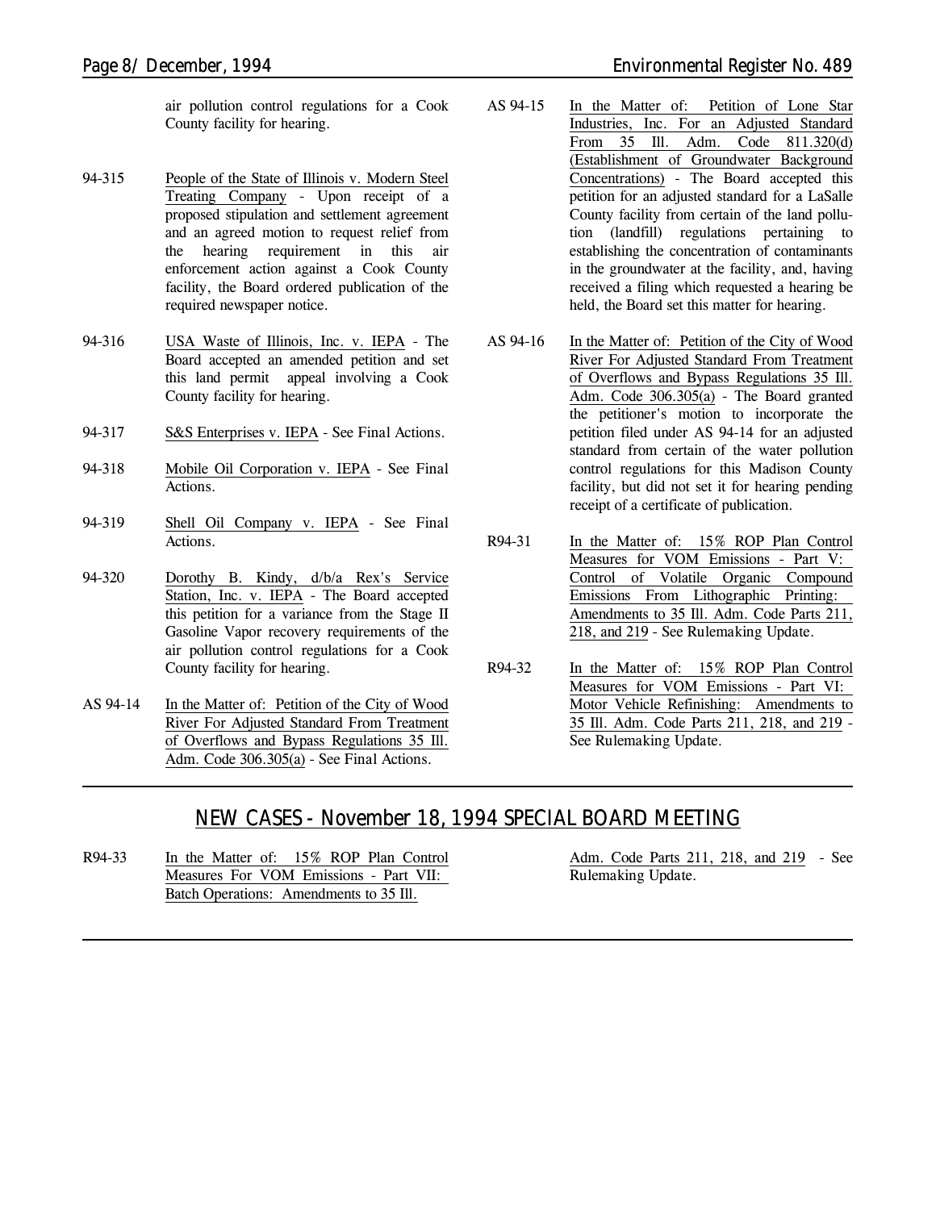air pollution control regulations for a Cook County facility for hearing.

94-315 People of the State of Illinois v. Modern Steel Treating Company - Upon receipt of a proposed stipulation and settlement agreement and an agreed motion to request relief from the hearing requirement in this air enforcement action against a Cook County facility, the Board ordered publication of the required newspaper notice.

94-316 USA Waste of Illinois, Inc. v. IEPA - The Board accepted an amended petition and set this land permit appeal involving a Cook County facility for hearing.

94-317 S&S Enterprises v. IEPA - See Final Actions.

94-318 Mobile Oil Corporation v. IEPA - See Final Actions.

94-319 Shell Oil Company v. IEPA - See Final Actions.

94-320 Dorothy B. Kindy, d/b/a Rex's Service Station, Inc. v. IEPA - The Board accepted this petition for a variance from the Stage II Gasoline Vapor recovery requirements of the air pollution control regulations for a Cook County facility for hearing.

AS 94-14 In the Matter of: Petition of the City of Wood River For Adjusted Standard From Treatment of Overflows and Bypass Regulations 35 Ill. Adm. Code 306.305(a) - See Final Actions.

AS 94-15 In the Matter of: Petition of Lone Star Industries, Inc. For an Adjusted Standard From 35 Ill. Adm. Code 811.320(d) (Establishment of Groundwater Background Concentrations) - The Board accepted this petition for an adjusted standard for a LaSalle County facility from certain of the land pollution (landfill) regulations pertaining to establishing the concentration of contaminants in the groundwater at the facility, and, having received a filing which requested a hearing be held, the Board set this matter for hearing.

AS 94-16 In the Matter of: Petition of the City of Wood River For Adjusted Standard From Treatment of Overflows and Bypass Regulations 35 Ill. Adm. Code 306.305(a) - The Board granted the petitioner's motion to incorporate the petition filed under AS 94-14 for an adjusted standard from certain of the water pollution control regulations for this Madison County facility, but did not set it for hearing pending receipt of a certificate of publication.

R94-31 In the Matter of: 15% ROP Plan Control Measures for VOM Emissions - Part V: Control of Volatile Organic Compound Emissions From Lithographic Printing: Amendments to 35 Ill. Adm. Code Parts 211, 218, and 219 - See Rulemaking Update.

R94-32 In the Matter of: 15% ROP Plan Control Measures for VOM Emissions - Part VI: Motor Vehicle Refinishing: Amendments to 35 Ill. Adm. Code Parts 211, 218, and 219 - See Rulemaking Update.

## NEW CASES - November 18, 1994 SPECIAL BOARD MEETING

R94-33 In the Matter of: 15% ROP Plan Control Measures For VOM Emissions - Part VII: Batch Operations: Amendments to 35 Ill. Adm. Code Parts 211, 218, and 219 - See Rulemaking Update.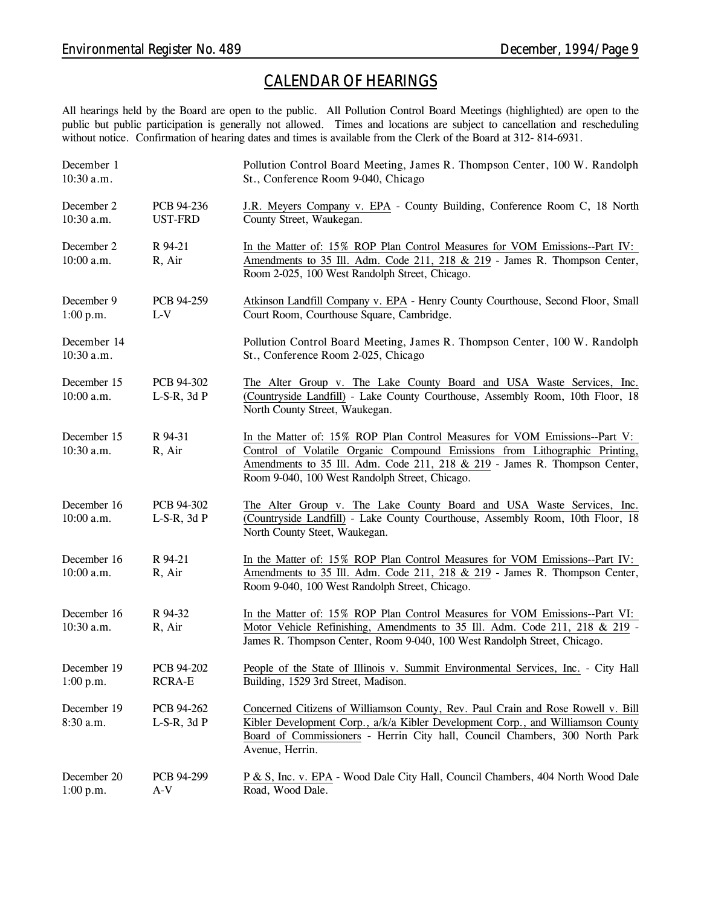# CALENDAR OF HEARINGS

All hearings held by the Board are open to the public. All Pollution Control Board Meetings (highlighted) are open to the public but public participation is generally not allowed. Times and locations are subject to cancellation and rescheduling without notice. Confirmation of hearing dates and times is available from the Clerk of the Board at 312- 814-6931.

| Date/Time | Case No./Type | Description |
|---|---|---|
| December 1<br>10:30 a.m. | | Pollution Control Board Meeting, James R. Thompson Center, 100 W. Randolph St., Conference Room 9-040, Chicago |
| December 2<br>10:30 a.m. | PCB 94-236<br>UST-FRD | J.R. Meyers Company v. EPA - County Building, Conference Room C, 18 North County Street, Waukegan. |
| December 2<br>10:00 a.m. | R 94-21<br>R, Air | In the Matter of: 15% ROP Plan Control Measures for VOM Emissions--Part IV: Amendments to 35 Ill. Adm. Code 211, 218 & 219 - James R. Thompson Center, Room 2-025, 100 West Randolph Street, Chicago. |
| December 9<br>1:00 p.m. | PCB 94-259<br>L-V | Atkinson Landfill Company v. EPA - Henry County Courthouse, Second Floor, Small Court Room, Courthouse Square, Cambridge. |
| December 14<br>10:30 a.m. | | Pollution Control Board Meeting, James R. Thompson Center, 100 W. Randolph St., Conference Room 2-025, Chicago |
| December 15<br>10:00 a.m. | PCB 94-302<br>L-S-R, 3d P | The Alter Group v. The Lake County Board and USA Waste Services, Inc. (Countryside Landfill) - Lake County Courthouse, Assembly Room, 10th Floor, 18 North County Street, Waukegan. |
| December 15<br>10:30 a.m. | R 94-31<br>R, Air | In the Matter of: 15% ROP Plan Control Measures for VOM Emissions--Part V: Control of Volatile Organic Compound Emissions from Lithographic Printing, Amendments to 35 Ill. Adm. Code 211, 218 & 219 - James R. Thompson Center, Room 9-040, 100 West Randolph Street, Chicago. |
| December 16<br>10:00 a.m. | PCB 94-302<br>L-S-R, 3d P | The Alter Group v. The Lake County Board and USA Waste Services, Inc. (Countryside Landfill) - Lake County Courthouse, Assembly Room, 10th Floor, 18 North County Steet, Waukegan. |
| December 16<br>10:00 a.m. | R 94-21<br>R, Air | In the Matter of: 15% ROP Plan Control Measures for VOM Emissions--Part IV: Amendments to 35 Ill. Adm. Code 211, 218 & 219 - James R. Thompson Center, Room 9-040, 100 West Randolph Street, Chicago. |
| December 16<br>10:30 a.m. | R 94-32<br>R, Air | In the Matter of: 15% ROP Plan Control Measures for VOM Emissions--Part VI: Motor Vehicle Refinishing, Amendments to 35 Ill. Adm. Code 211, 218 & 219 - James R. Thompson Center, Room 9-040, 100 West Randolph Street, Chicago. |
| December 19<br>1:00 p.m. | PCB 94-202<br>RCRA-E | People of the State of Illinois v. Summit Environmental Services, Inc. - City Hall Building, 1529 3rd Street, Madison. |
| December 19<br>8:30 a.m. | PCB 94-262<br>L-S-R, 3d P | Concerned Citizens of Williamson County, Rev. Paul Crain and Rose Rowell v. Bill Kibler Development Corp., a/k/a Kibler Development Corp., and Williamson County Board of Commissioners - Herrin City hall, Council Chambers, 300 North Park Avenue, Herrin. |
| December 20<br>1:00 p.m. | PCB 94-299<br>A-V | P & S, Inc. v. EPA - Wood Dale City Hall, Council Chambers, 404 North Wood Dale Road, Wood Dale. |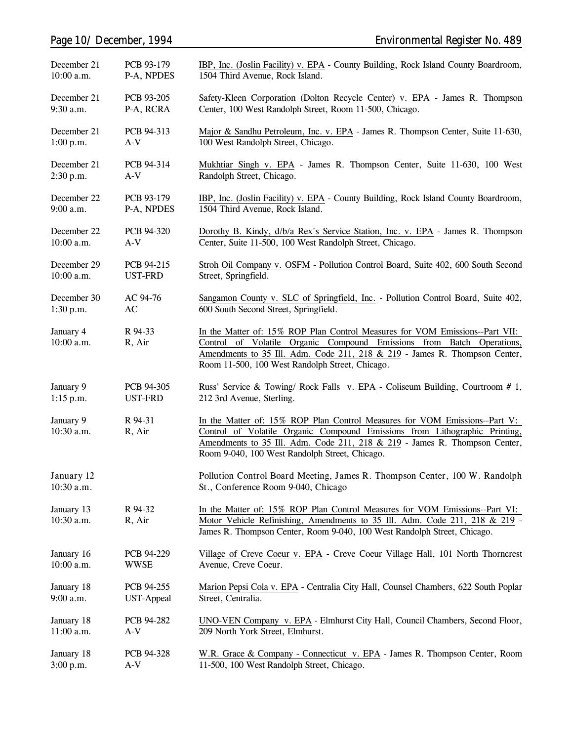| | | |
|---|---|---|
| December 21<br>10:00 a.m. | PCB 93-179<br>P-A, NPDES | IBP, Inc. (Joslin Facility) v. EPA - County Building, Rock Island County Boardroom, 1504 Third Avenue, Rock Island. |
| December 21<br>9:30 a.m. | PCB 93-205<br>P-A, RCRA | Safety-Kleen Corporation (Dolton Recycle Center) v. EPA - James R. Thompson Center, 100 West Randolph Street, Room 11-500, Chicago. |
| December 21<br>1:00 p.m. | PCB 94-313<br>A-V | Major & Sandhu Petroleum, Inc. v. EPA - James R. Thompson Center, Suite 11-630, 100 West Randolph Street, Chicago. |
| December 21<br>2:30 p.m. | PCB 94-314<br>A-V | Mukhtiar Singh v. EPA - James R. Thompson Center, Suite 11-630, 100 West Randolph Street, Chicago. |
| December 22<br>9:00 a.m. | PCB 93-179<br>P-A, NPDES | IBP, Inc. (Joslin Facility) v. EPA - County Building, Rock Island County Boardroom, 1504 Third Avenue, Rock Island. |
| December 22<br>10:00 a.m. | PCB 94-320<br>A-V | Dorothy B. Kindy, d/b/a Rex's Service Station, Inc. v. EPA - James R. Thompson Center, Suite 11-500, 100 West Randolph Street, Chicago. |
| December 29<br>10:00 a.m. | PCB 94-215<br>UST-FRD | Stroh Oil Company v. OSFM - Pollution Control Board, Suite 402, 600 South Second Street, Springfield. |
| December 30<br>1:30 p.m. | AC 94-76<br>AC | Sangamon County v. SLC of Springfield, Inc. - Pollution Control Board, Suite 402, 600 South Second Street, Springfield. |
| January 4<br>10:00 a.m. | R 94-33<br>R, Air | In the Matter of: 15% ROP Plan Control Measures for VOM Emissions--Part VII: Control of Volatile Organic Compound Emissions from Batch Operations, Amendments to 35 Ill. Adm. Code 211, 218 & 219 - James R. Thompson Center, Room 11-500, 100 West Randolph Street, Chicago. |
| January 9<br>1:15 p.m. | PCB 94-305<br>UST-FRD | Russ' Service & Towing/ Rock Falls v. EPA - Coliseum Building, Courtroom # 1, 212 3rd Avenue, Sterling. |
| January 9<br>10:30 a.m. | R 94-31<br>R, Air | In the Matter of: 15% ROP Plan Control Measures for VOM Emissions--Part V: Control of Volatile Organic Compound Emissions from Lithographic Printing, Amendments to 35 Ill. Adm. Code 211, 218 & 219 - James R. Thompson Center, Room 9-040, 100 West Randolph Street, Chicago. |
| January 12<br>10:30 a.m. | | Pollution Control Board Meeting, James R. Thompson Center, 100 W. Randolph St., Conference Room 9-040, Chicago |
| January 13<br>10:30 a.m. | R 94-32<br>R, Air | In the Matter of: 15% ROP Plan Control Measures for VOM Emissions--Part VI: Motor Vehicle Refinishing, Amendments to 35 Ill. Adm. Code 211, 218 & 219 - James R. Thompson Center, Room 9-040, 100 West Randolph Street, Chicago. |
| January 16<br>10:00 a.m. | PCB 94-229<br>WWSE | Village of Creve Coeur v. EPA - Creve Coeur Village Hall, 101 North Thorncrest Avenue, Creve Coeur. |
| January 18<br>9:00 a.m. | PCB 94-255<br>UST-Appeal | Marion Pepsi Cola v. EPA - Centralia City Hall, Counsel Chambers, 622 South Poplar Street, Centralia. |
| January 18<br>11:00 a.m. | PCB 94-282<br>A-V | UNO-VEN Company v. EPA - Elmhurst City Hall, Council Chambers, Second Floor, 209 North York Street, Elmhurst. |
| January 18<br>3:00 p.m. | PCB 94-328<br>A-V | W.R. Grace & Company - Connecticut v. EPA - James R. Thompson Center, Room 11-500, 100 West Randolph Street, Chicago. |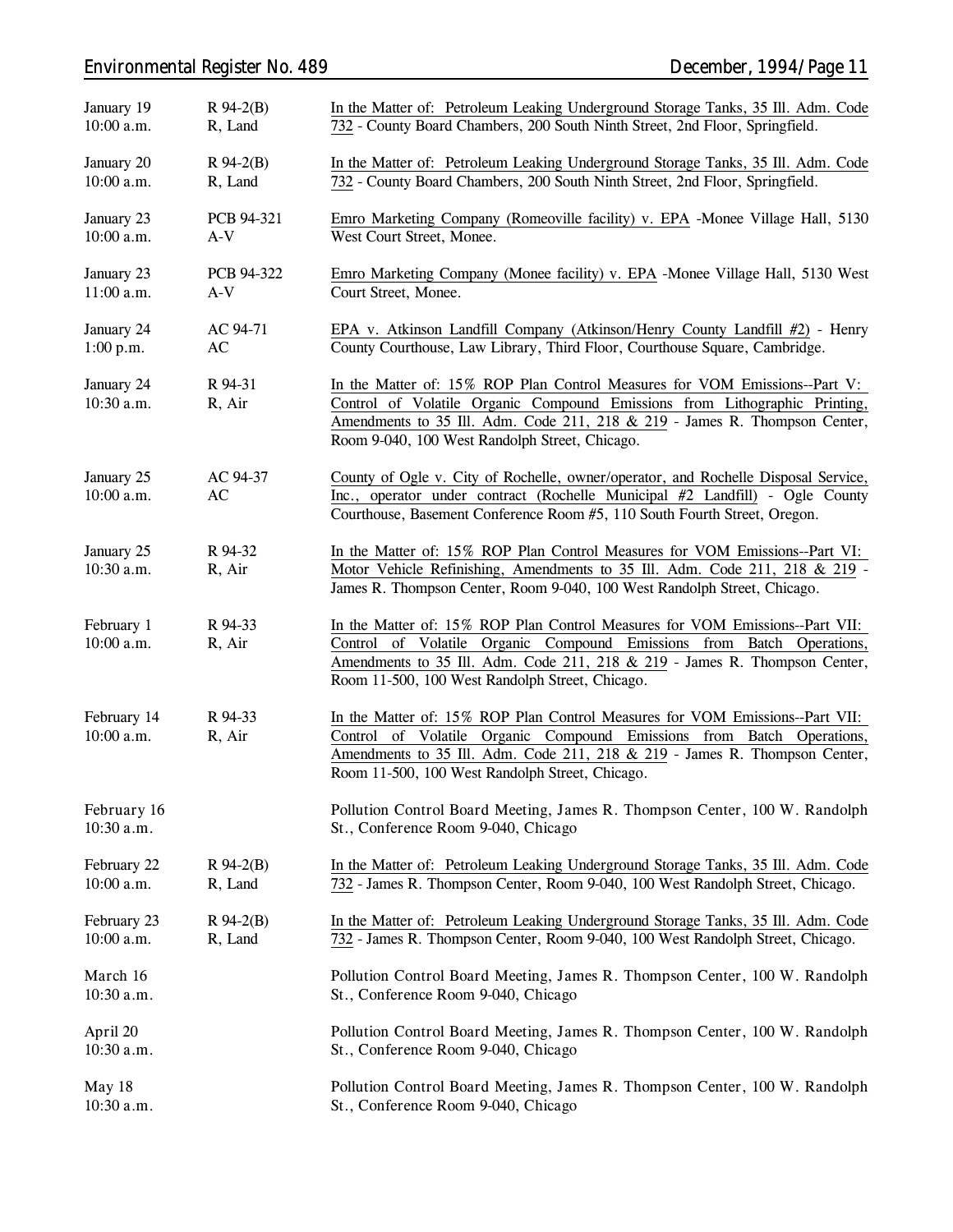| | | |
|---|---|---|
| January 19<br>10:00 a.m. | R 94-2(B)<br>R, Land | In the Matter of: Petroleum Leaking Underground Storage Tanks, 35 Ill. Adm. Code 732 - County Board Chambers, 200 South Ninth Street, 2nd Floor, Springfield. |
| January 20<br>10:00 a.m. | R 94-2(B)<br>R, Land | In the Matter of: Petroleum Leaking Underground Storage Tanks, 35 Ill. Adm. Code 732 - County Board Chambers, 200 South Ninth Street, 2nd Floor, Springfield. |
| January 23<br>10:00 a.m. | PCB 94-321<br>A-V | Emro Marketing Company (Romeoville facility) v. EPA -Monee Village Hall, 5130 West Court Street, Monee. |
| January 23<br>11:00 a.m. | PCB 94-322<br>A-V | Emro Marketing Company (Monee facility) v. EPA -Monee Village Hall, 5130 West Court Street, Monee. |
| January 24<br>1:00 p.m. | AC 94-71<br>AC | EPA v. Atkinson Landfill Company (Atkinson/Henry County Landfill #2) - Henry County Courthouse, Law Library, Third Floor, Courthouse Square, Cambridge. |
| January 24<br>10:30 a.m. | R 94-31<br>R, Air | In the Matter of: 15% ROP Plan Control Measures for VOM Emissions--Part V: Control of Volatile Organic Compound Emissions from Lithographic Printing, Amendments to 35 Ill. Adm. Code 211, 218 & 219 - James R. Thompson Center, Room 9-040, 100 West Randolph Street, Chicago. |
| January 25<br>10:00 a.m. | AC 94-37<br>AC | County of Ogle v. City of Rochelle, owner/operator, and Rochelle Disposal Service, Inc., operator under contract (Rochelle Municipal #2 Landfill) - Ogle County Courthouse, Basement Conference Room #5, 110 South Fourth Street, Oregon. |
| January 25<br>10:30 a.m. | R 94-32<br>R, Air | In the Matter of: 15% ROP Plan Control Measures for VOM Emissions--Part VI: Motor Vehicle Refinishing, Amendments to 35 Ill. Adm. Code 211, 218 & 219 - James R. Thompson Center, Room 9-040, 100 West Randolph Street, Chicago. |
| February 1<br>10:00 a.m. | R 94-33<br>R, Air | In the Matter of: 15% ROP Plan Control Measures for VOM Emissions--Part VII: Control of Volatile Organic Compound Emissions from Batch Operations, Amendments to 35 Ill. Adm. Code 211, 218 & 219 - James R. Thompson Center, Room 11-500, 100 West Randolph Street, Chicago. |
| February 14<br>10:00 a.m. | R 94-33<br>R, Air | In the Matter of: 15% ROP Plan Control Measures for VOM Emissions--Part VII: Control of Volatile Organic Compound Emissions from Batch Operations, Amendments to 35 Ill. Adm. Code 211, 218 & 219 - James R. Thompson Center, Room 11-500, 100 West Randolph Street, Chicago. |
| February 16<br>10:30 a.m. | | Pollution Control Board Meeting, James R. Thompson Center, 100 W. Randolph St., Conference Room 9-040, Chicago |
| February 22<br>10:00 a.m. | R 94-2(B)<br>R, Land | In the Matter of: Petroleum Leaking Underground Storage Tanks, 35 Ill. Adm. Code 732 - James R. Thompson Center, Room 9-040, 100 West Randolph Street, Chicago. |
| February 23<br>10:00 a.m. | R 94-2(B)<br>R, Land | In the Matter of: Petroleum Leaking Underground Storage Tanks, 35 Ill. Adm. Code 732 - James R. Thompson Center, Room 9-040, 100 West Randolph Street, Chicago. |
| March 16<br>10:30 a.m. | | Pollution Control Board Meeting, James R. Thompson Center, 100 W. Randolph St., Conference Room 9-040, Chicago |
| April 20<br>10:30 a.m. | | Pollution Control Board Meeting, James R. Thompson Center, 100 W. Randolph St., Conference Room 9-040, Chicago |
| May 18<br>10:30 a.m. | | Pollution Control Board Meeting, James R. Thompson Center, 100 W. Randolph St., Conference Room 9-040, Chicago |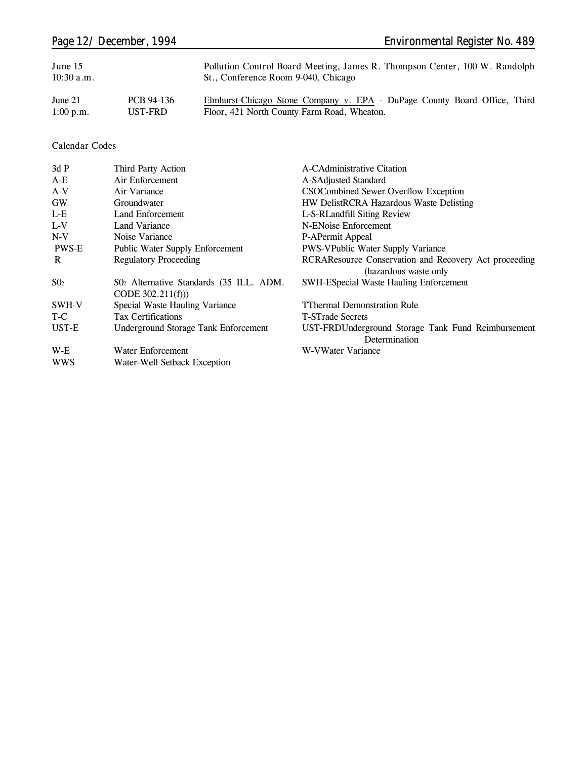| | | |
|---|---|---|
| June 15<br>10:30 a.m. | | Pollution Control Board Meeting, James R. Thompson Center, 100 W. Randolph St., Conference Room 9-040, Chicago |
| June 21<br>1:00 p.m. | PCB 94-136<br>UST-FRD | Elmhurst-Chicago Stone Company v. EPA - DuPage County Board Office, Third Floor, 421 North County Farm Road, Wheaton. |

Calendar Codes

| | | | |
|---|---|---|---|
| 3d P | Third Party Action | A-C | Administrative Citation |
| A-E | Air Enforcement | A-S | Adjusted Standard |
| A-V | Air Variance | CSO | Combined Sewer Overflow Exception |
| GW | Groundwater | HW Delist | RCRA Hazardous Waste Delisting |
| L-E | Land Enforcement | L-S-R | Landfill Siting Review |
| L-V | Land Variance | N-E | Noise Enforcement |
| N-V | Noise Variance | P-A | Permit Appeal |
| PWS-E | Public Water Supply Enforcement | PWS-V | Public Water Supply Variance |
| R | Regulatory Proceeding | RCRA | Resource Conservation and Recovery Act proceeding (hazardous waste only |
| $S0_2$ | $S0_2$ Alternative Standards (35 ILL. ADM. CODE 302.211(f))) | SWH-E | Special Waste Hauling Enforcement |
| SWH-V | Special Waste Hauling Variance | T | Thermal Demonstration Rule |
| T-C | Tax Certifications | T-S | Trade Secrets |
| UST-E | Underground Storage Tank Enforcement | UST-FRD | Underground Storage Tank Fund Reimbursement Determination |
| W-E | Water Enforcement | W-V | Water Variance |
| WWS | Water-Well Setback Exception | | |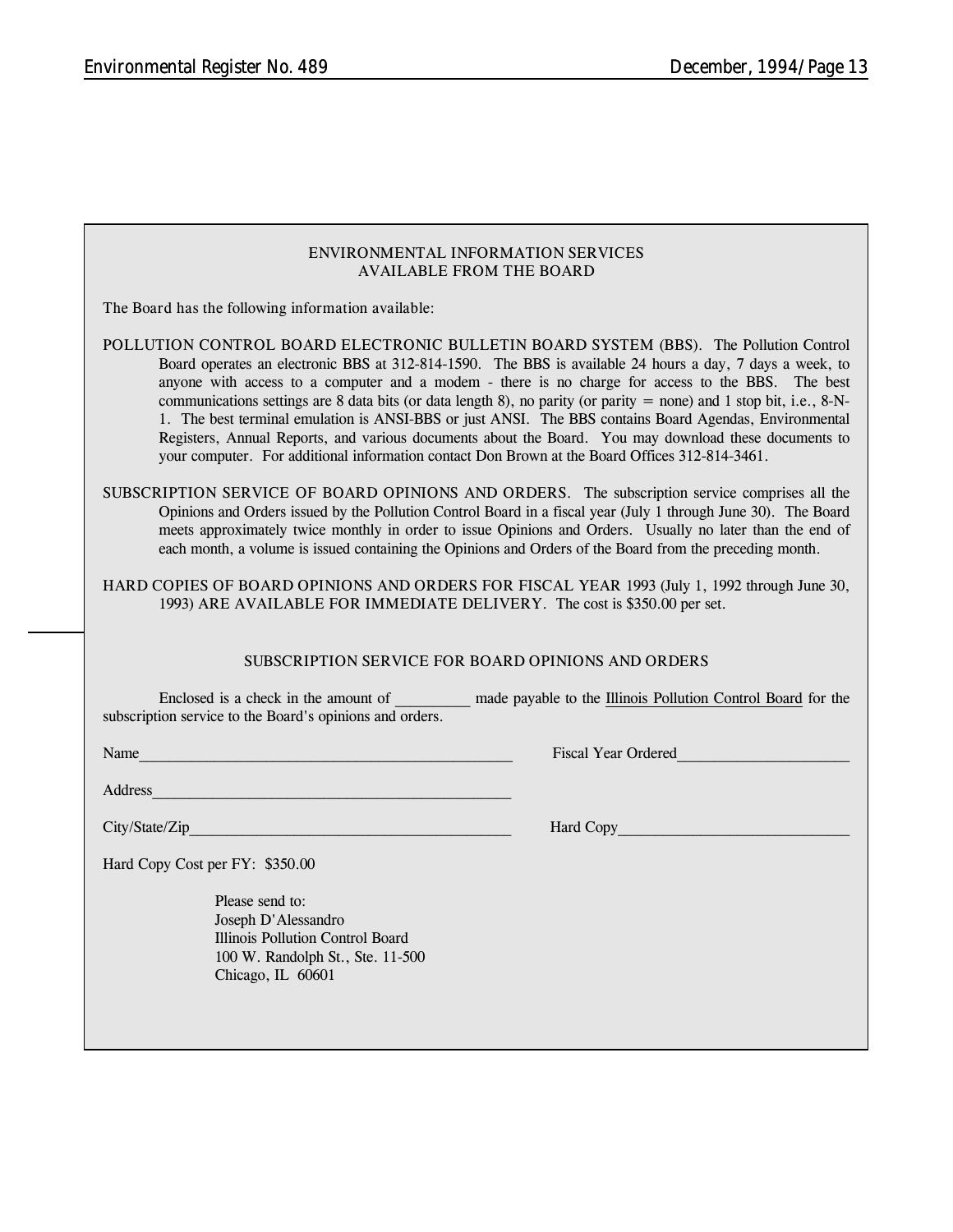## ENVIRONMENTAL INFORMATION SERVICES AVAILABLE FROM THE BOARD

The Board has the following information available:

POLLUTION CONTROL BOARD ELECTRONIC BULLETIN BOARD SYSTEM (BBS). The Pollution Control Board operates an electronic BBS at 312-814-1590. The BBS is available 24 hours a day, 7 days a week, to anyone with access to a computer and a modem - there is no charge for access to the BBS. The best communications settings are 8 data bits (or data length 8), no parity (or parity = none) and 1 stop bit, i.e., 8-N-1. The best terminal emulation is ANSI-BBS or just ANSI. The BBS contains Board Agendas, Environmental Registers, Annual Reports, and various documents about the Board. You may download these documents to your computer. For additional information contact Don Brown at the Board Offices 312-814-3461.

SUBSCRIPTION SERVICE OF BOARD OPINIONS AND ORDERS. The subscription service comprises all the Opinions and Orders issued by the Pollution Control Board in a fiscal year (July 1 through June 30). The Board meets approximately twice monthly in order to issue Opinions and Orders. Usually no later than the end of each month, a volume is issued containing the Opinions and Orders of the Board from the preceding month.

HARD COPIES OF BOARD OPINIONS AND ORDERS FOR FISCAL YEAR 1993 (July 1, 1992 through June 30, 1993) ARE AVAILABLE FOR IMMEDIATE DELIVERY. The cost is $350.00 per set.

---

## SUBSCRIPTION SERVICE FOR BOARD OPINIONS AND ORDERS

Enclosed is a check in the amount of _________ made payable to the Illinois Pollution Control Board for the subscription service to the Board's opinions and orders.

Name_______________________________________________ Fiscal Year Ordered_____________________

Address_____________________________________________

City/State/Zip________________________________________ Hard Copy_____________________________

Hard Copy Cost per FY: $350.00

Please send to:
Joseph D'Alessandro
Illinois Pollution Control Board
100 W. Randolph St., Ste. 11-500
Chicago, IL 60601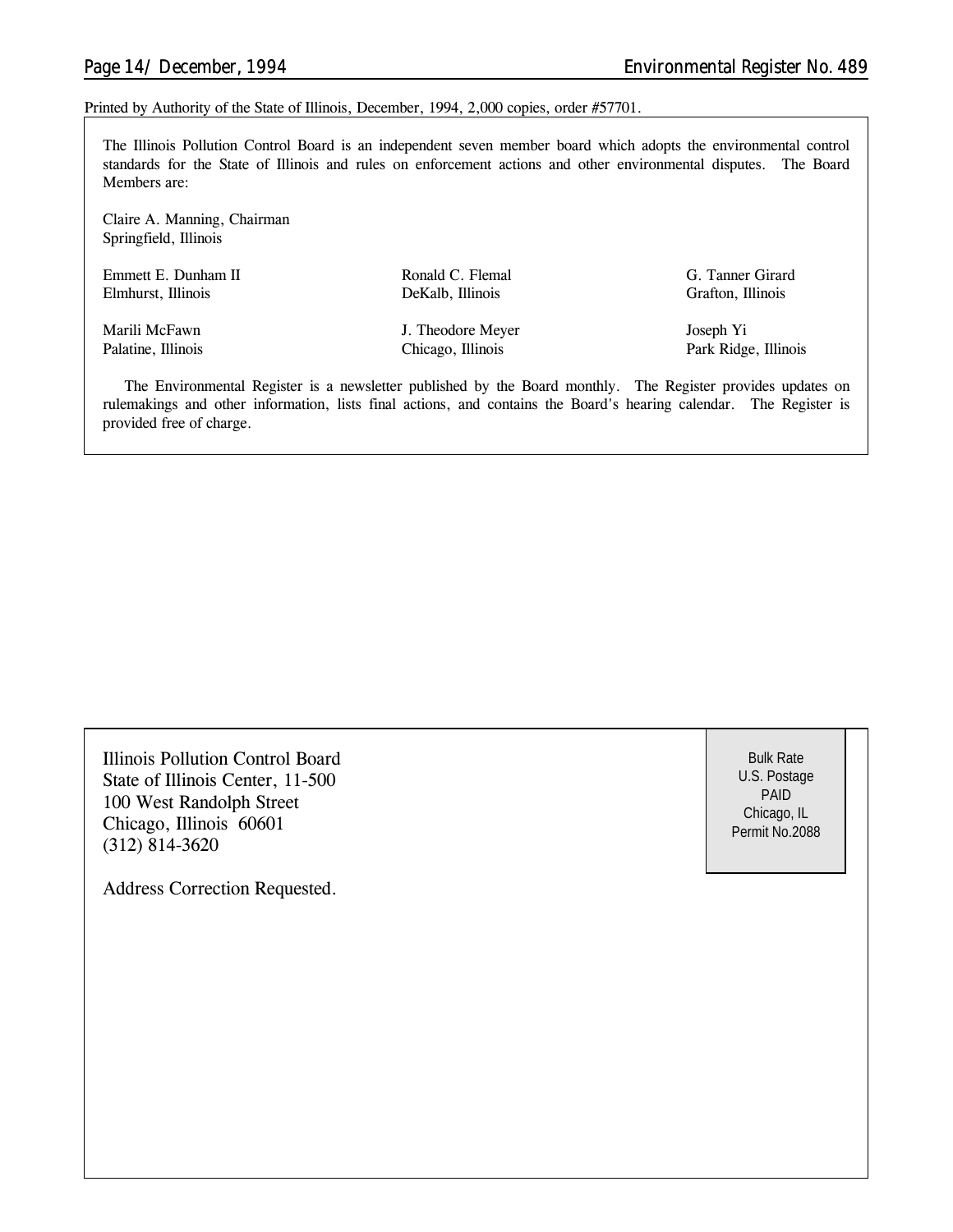Printed by Authority of the State of Illinois, December, 1994, 2,000 copies, order #57701.

The Illinois Pollution Control Board is an independent seven member board which adopts the environmental control standards for the State of Illinois and rules on enforcement actions and other environmental disputes. The Board Members are:

Claire A. Manning, Chairman
Springfield, Illinois

Emmett E. Dunham II
Elmhurst, Illinois

Ronald C. Flemal
DeKalb, Illinois

G. Tanner Girard
Grafton, Illinois

Marili McFawn
Palatine, Illinois

J. Theodore Meyer
Chicago, Illinois

Joseph Yi
Park Ridge, Illinois

The Environmental Register is a newsletter published by the Board monthly. The Register provides updates on rulemakings and other information, lists final actions, and contains the Board's hearing calendar. The Register is provided free of charge.

Illinois Pollution Control Board
State of Illinois Center, 11-500
100 West Randolph Street
Chicago, Illinois 60601
(312) 814-3620

Address Correction Requested.

Bulk Rate
U.S. Postage
PAID
Chicago, IL
Permit No.2088